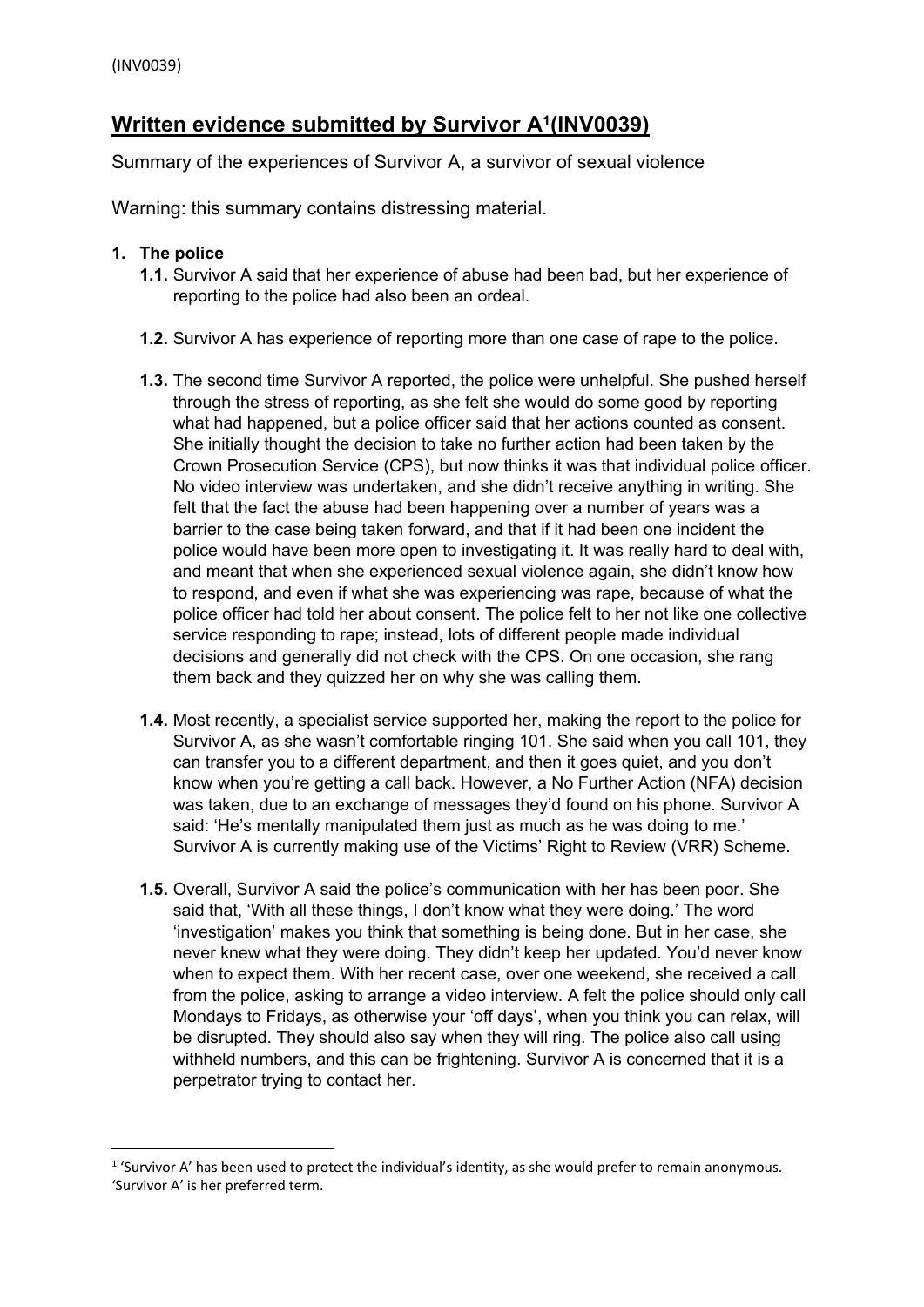# Written evidence submitted by Survivor A[1](INV0039)

Summary of the experiences of Survivor A, a survivor of sexual violence

Warning: this summary contains distressing material.

## 1. The police

**1.1.** Survivor A said that her experience of abuse had been bad, but her experience of reporting to the police had also been an ordeal.

**1.2.** Survivor A has experience of reporting more than one case of rape to the police.

**1.3.** The second time Survivor A reported, the police were unhelpful. She pushed herself through the stress of reporting, as she felt she would do some good by reporting what had happened, but a police officer said that her actions counted as consent. She initially thought the decision to take no further action had been taken by the Crown Prosecution Service (CPS), but now thinks it was that individual police officer. No video interview was undertaken, and she didn't receive anything in writing. She felt that the fact the abuse had been happening over a number of years was a barrier to the case being taken forward, and that if it had been one incident the police would have been more open to investigating it. It was really hard to deal with, and meant that when she experienced sexual violence again, she didn't know how to respond, and even if what she was experiencing was rape, because of what the police officer had told her about consent. The police felt to her not like one collective service responding to rape; instead, lots of different people made individual decisions and generally did not check with the CPS. On one occasion, she rang them back and they quizzed her on why she was calling them.

**1.4.** Most recently, a specialist service supported her, making the report to the police for Survivor A, as she wasn't comfortable ringing 101. She said when you call 101, they can transfer you to a different department, and then it goes quiet, and you don't know when you're getting a call back. However, a No Further Action (NFA) decision was taken, due to an exchange of messages they'd found on his phone. Survivor A said: 'He's mentally manipulated them just as much as he was doing to me.' Survivor A is currently making use of the Victims' Right to Review (VRR) Scheme.

**1.5.** Overall, Survivor A said the police's communication with her has been poor. She said that, 'With all these things, I don't know what they were doing.' The word 'investigation' makes you think that something is being done. But in her case, she never knew what they were doing. They didn't keep her updated. You'd never know when to expect them. With her recent case, over one weekend, she received a call from the police, asking to arrange a video interview. A felt the police should only call Mondays to Fridays, as otherwise your 'off days', when you think you can relax, will be disrupted. They should also say when they will ring. The police also call using withheld numbers, and this can be frightening. Survivor A is concerned that it is a perpetrator trying to contact her.

---

[1] 'Survivor A' has been used to protect the individual's identity, as she would prefer to remain anonymous. 'Survivor A' is her preferred term.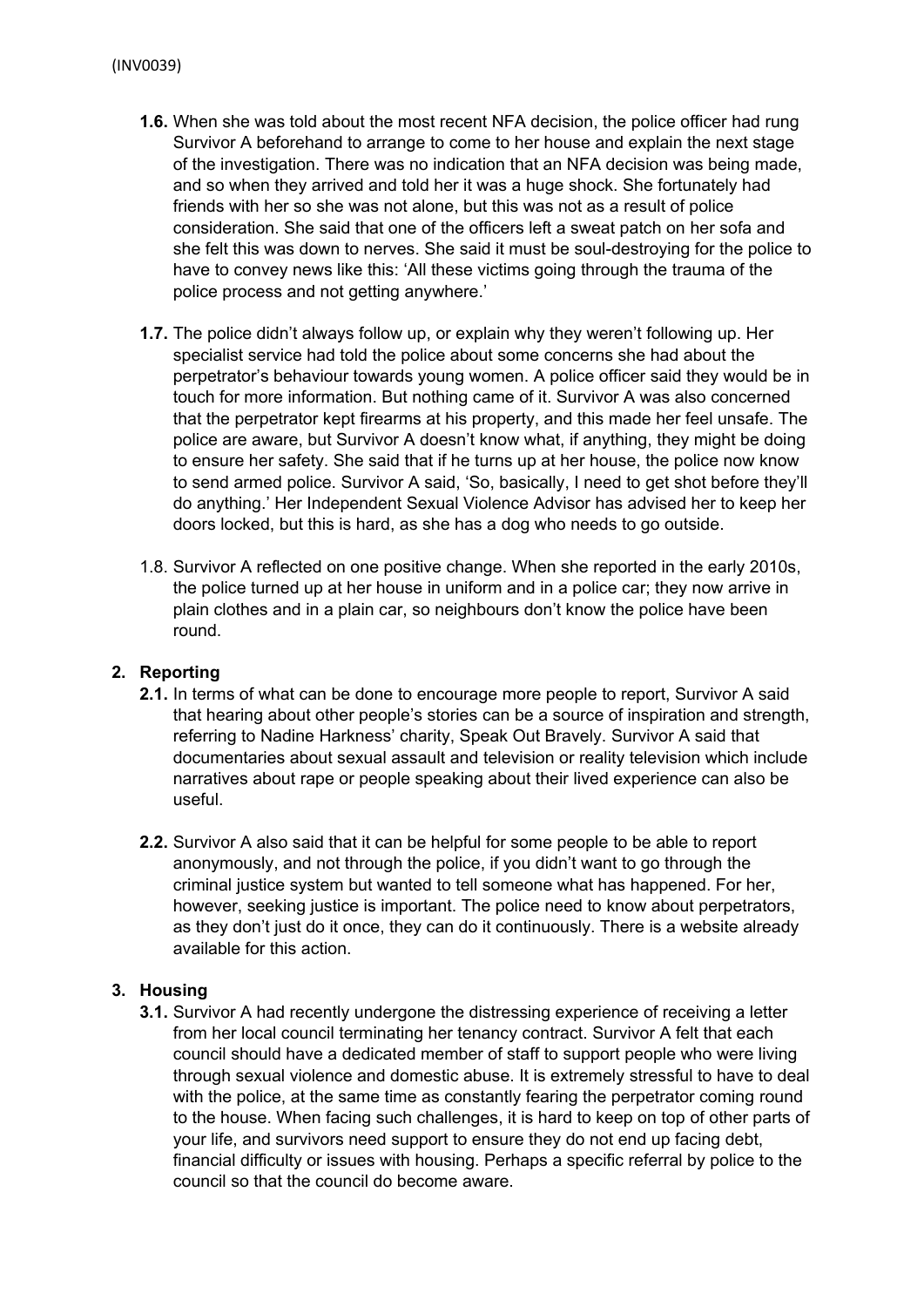**1.6.** When she was told about the most recent NFA decision, the police officer had rung Survivor A beforehand to arrange to come to her house and explain the next stage of the investigation. There was no indication that an NFA decision was being made, and so when they arrived and told her it was a huge shock. She fortunately had friends with her so she was not alone, but this was not as a result of police consideration. She said that one of the officers left a sweat patch on her sofa and she felt this was down to nerves. She said it must be soul-destroying for the police to have to convey news like this: 'All these victims going through the trauma of the police process and not getting anywhere.'

**1.7.** The police didn't always follow up, or explain why they weren't following up. Her specialist service had told the police about some concerns she had about the perpetrator's behaviour towards young women. A police officer said they would be in touch for more information. But nothing came of it. Survivor A was also concerned that the perpetrator kept firearms at his property, and this made her feel unsafe. The police are aware, but Survivor A doesn't know what, if anything, they might be doing to ensure her safety. She said that if he turns up at her house, the police now know to send armed police. Survivor A said, 'So, basically, I need to get shot before they'll do anything.' Her Independent Sexual Violence Advisor has advised her to keep her doors locked, but this is hard, as she has a dog who needs to go outside.

1.8. Survivor A reflected on one positive change. When she reported in the early 2010s, the police turned up at her house in uniform and in a police car; they now arrive in plain clothes and in a plain car, so neighbours don't know the police have been round.

## 2. Reporting

**2.1.** In terms of what can be done to encourage more people to report, Survivor A said that hearing about other people's stories can be a source of inspiration and strength, referring to Nadine Harkness' charity, Speak Out Bravely. Survivor A said that documentaries about sexual assault and television or reality television which include narratives about rape or people speaking about their lived experience can also be useful.

**2.2.** Survivor A also said that it can be helpful for some people to be able to report anonymously, and not through the police, if you didn't want to go through the criminal justice system but wanted to tell someone what has happened. For her, however, seeking justice is important. The police need to know about perpetrators, as they don't just do it once, they can do it continuously. There is a website already available for this action.

## 3. Housing

**3.1.** Survivor A had recently undergone the distressing experience of receiving a letter from her local council terminating her tenancy contract. Survivor A felt that each council should have a dedicated member of staff to support people who were living through sexual violence and domestic abuse. It is extremely stressful to have to deal with the police, at the same time as constantly fearing the perpetrator coming round to the house. When facing such challenges, it is hard to keep on top of other parts of your life, and survivors need support to ensure they do not end up facing debt, financial difficulty or issues with housing. Perhaps a specific referral by police to the council so that the council do become aware.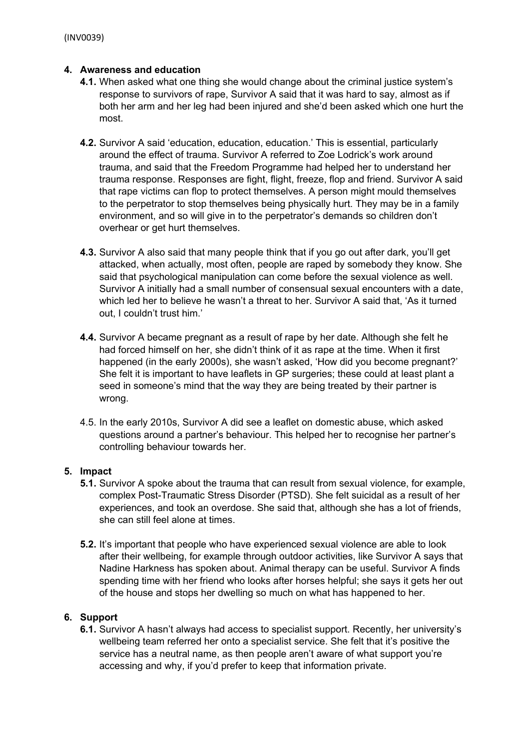## 4. Awareness and education

**4.1.** When asked what one thing she would change about the criminal justice system's response to survivors of rape, Survivor A said that it was hard to say, almost as if both her arm and her leg had been injured and she'd been asked which one hurt the most.

**4.2.** Survivor A said 'education, education, education.' This is essential, particularly around the effect of trauma. Survivor A referred to Zoe Lodrick's work around trauma, and said that the Freedom Programme had helped her to understand her trauma response. Responses are fight, flight, freeze, flop and friend. Survivor A said that rape victims can flop to protect themselves. A person might mould themselves to the perpetrator to stop themselves being physically hurt. They may be in a family environment, and so will give in to the perpetrator's demands so children don't overhear or get hurt themselves.

**4.3.** Survivor A also said that many people think that if you go out after dark, you'll get attacked, when actually, most often, people are raped by somebody they know. She said that psychological manipulation can come before the sexual violence as well. Survivor A initially had a small number of consensual sexual encounters with a date, which led her to believe he wasn't a threat to her. Survivor A said that, 'As it turned out, I couldn't trust him.'

**4.4.** Survivor A became pregnant as a result of rape by her date. Although she felt he had forced himself on her, she didn't think of it as rape at the time. When it first happened (in the early 2000s), she wasn't asked, 'How did you become pregnant?' She felt it is important to have leaflets in GP surgeries; these could at least plant a seed in someone's mind that the way they are being treated by their partner is wrong.

4.5. In the early 2010s, Survivor A did see a leaflet on domestic abuse, which asked questions around a partner's behaviour. This helped her to recognise her partner's controlling behaviour towards her.

## 5. Impact

**5.1.** Survivor A spoke about the trauma that can result from sexual violence, for example, complex Post-Traumatic Stress Disorder (PTSD). She felt suicidal as a result of her experiences, and took an overdose. She said that, although she has a lot of friends, she can still feel alone at times.

**5.2.** It's important that people who have experienced sexual violence are able to look after their wellbeing, for example through outdoor activities, like Survivor A says that Nadine Harkness has spoken about. Animal therapy can be useful. Survivor A finds spending time with her friend who looks after horses helpful; she says it gets her out of the house and stops her dwelling so much on what has happened to her.

## 6. Support

**6.1.** Survivor A hasn't always had access to specialist support. Recently, her university's wellbeing team referred her onto a specialist service. She felt that it's positive the service has a neutral name, as then people aren't aware of what support you're accessing and why, if you'd prefer to keep that information private.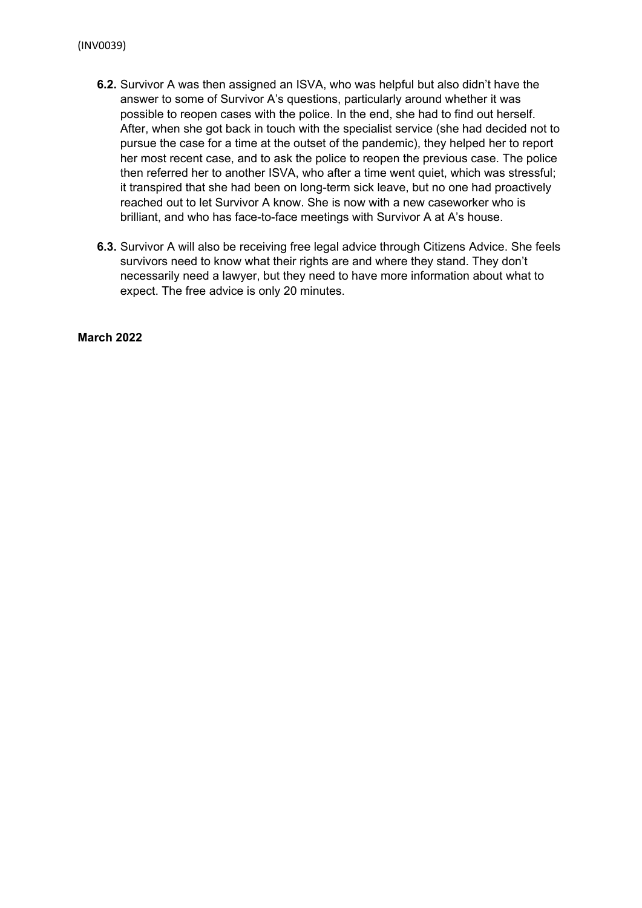**6.2.** Survivor A was then assigned an ISVA, who was helpful but also didn't have the answer to some of Survivor A's questions, particularly around whether it was possible to reopen cases with the police. In the end, she had to find out herself. After, when she got back in touch with the specialist service (she had decided not to pursue the case for a time at the outset of the pandemic), they helped her to report her most recent case, and to ask the police to reopen the previous case. The police then referred her to another ISVA, who after a time went quiet, which was stressful; it transpired that she had been on long-term sick leave, but no one had proactively reached out to let Survivor A know. She is now with a new caseworker who is brilliant, and who has face-to-face meetings with Survivor A at A's house.

**6.3.** Survivor A will also be receiving free legal advice through Citizens Advice. She feels survivors need to know what their rights are and where they stand. They don't necessarily need a lawyer, but they need to have more information about what to expect. The free advice is only 20 minutes.

**March 2022**